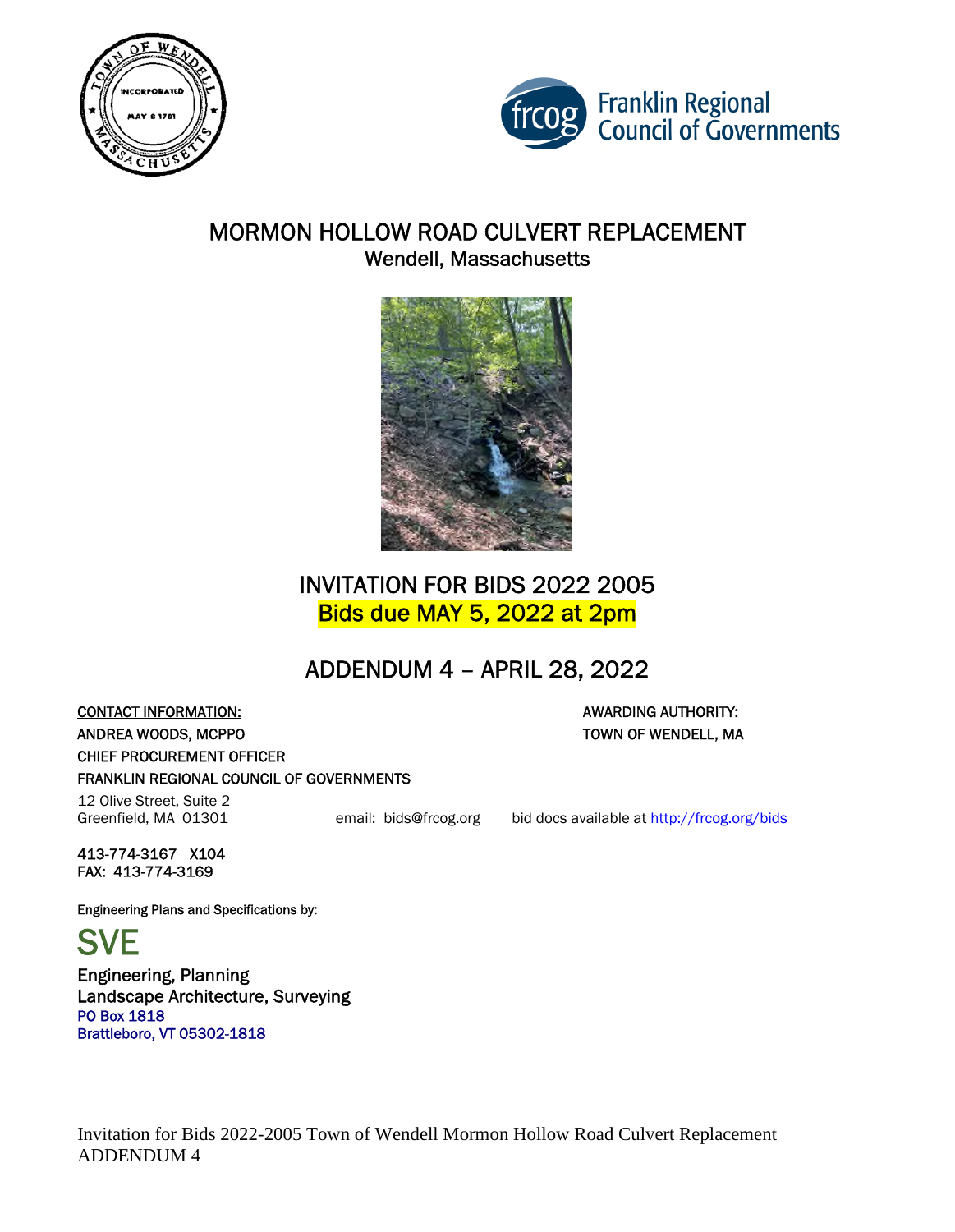# MORMON HOLLOW ROAD CULVERT REPLACEMENT

## Wendell, Massachusetts

## INVITATION FOR BIDS 2022 2005

**Bids due MAY 5, 2022 at 2pm**

## ADDENDUM 4 – APRIL 28, 2022

CONTACT INFORMATION:
ANDREA WOODS, MCPPO
CHIEF PROCUREMENT OFFICER
FRANKLIN REGIONAL COUNCIL OF GOVERNMENTS
12 Olive Street, Suite 2
Greenfield, MA 01301

email: bids@frcog.org

bid docs available at http://frcog.org/bids

413-774-3167 X104
FAX: 413-774-3169

AWARDING AUTHORITY:
TOWN OF WENDELL, MA

Engineering Plans and Specifications by:

SVE
Engineering, Planning
Landscape Architecture, Surveying
PO Box 1818
Brattleboro, VT 05302-1818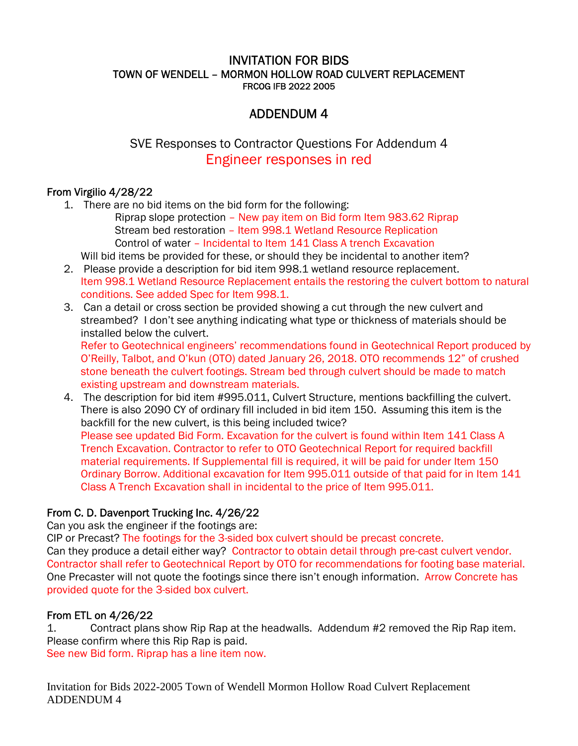# INVITATION FOR BIDS

## TOWN OF WENDELL – MORMON HOLLOW ROAD CULVERT REPLACEMENT

FRCOG IFB 2022 2005

## ADDENDUM 4

### SVE Responses to Contractor Questions For Addendum 4

Engineer responses in red

**From Virgilio 4/28/22**

1. There are no bid items on the bid form for the following:
   - Riprap slope protection – New pay item on Bid form Item 983.62 Riprap
   - Stream bed restoration – Item 998.1 Wetland Resource Replication
   - Control of water – Incidental to Item 141 Class A trench Excavation

   Will bid items be provided for these, or should they be incidental to another item?
2. Please provide a description for bid item 998.1 wetland resource replacement.
   Item 998.1 Wetland Resource Replacement entails the restoring the culvert bottom to natural conditions. See added Spec for Item 998.1.
3. Can a detail or cross section be provided showing a cut through the new culvert and streambed? I don't see anything indicating what type or thickness of materials should be installed below the culvert.
   Refer to Geotechnical engineers' recommendations found in Geotechnical Report produced by O'Reilly, Talbot, and O'kun (OTO) dated January 26, 2018. OTO recommends 12" of crushed stone beneath the culvert footings. Stream bed through culvert should be made to match existing upstream and downstream materials.
4. The description for bid item #995.011, Culvert Structure, mentions backfilling the culvert. There is also 2090 CY of ordinary fill included in bid item 150. Assuming this item is the backfill for the new culvert, is this being included twice?
   Please see updated Bid Form. Excavation for the culvert is found within Item 141 Class A Trench Excavation. Contractor to refer to OTO Geotechnical Report for required backfill material requirements. If Supplemental fill is required, it will be paid for under Item 150 Ordinary Borrow. Additional excavation for Item 995.011 outside of that paid for in Item 141 Class A Trench Excavation shall in incidental to the price of Item 995.011.

**From C. D. Davenport Trucking Inc. 4/26/22**

Can you ask the engineer if the footings are:

CIP or Precast? The footings for the 3-sided box culvert should be precast concrete.

Can they produce a detail either way? Contractor to obtain detail through pre-cast culvert vendor. Contractor shall refer to Geotechnical Report by OTO for recommendations for footing base material.

One Precaster will not quote the footings since there isn't enough information. Arrow Concrete has provided quote for the 3-sided box culvert.

**From ETL on 4/26/22**

1. Contract plans show Rip Rap at the headwalls. Addendum #2 removed the Rip Rap item. Please confirm where this Rip Rap is paid.

See new Bid form. Riprap has a line item now.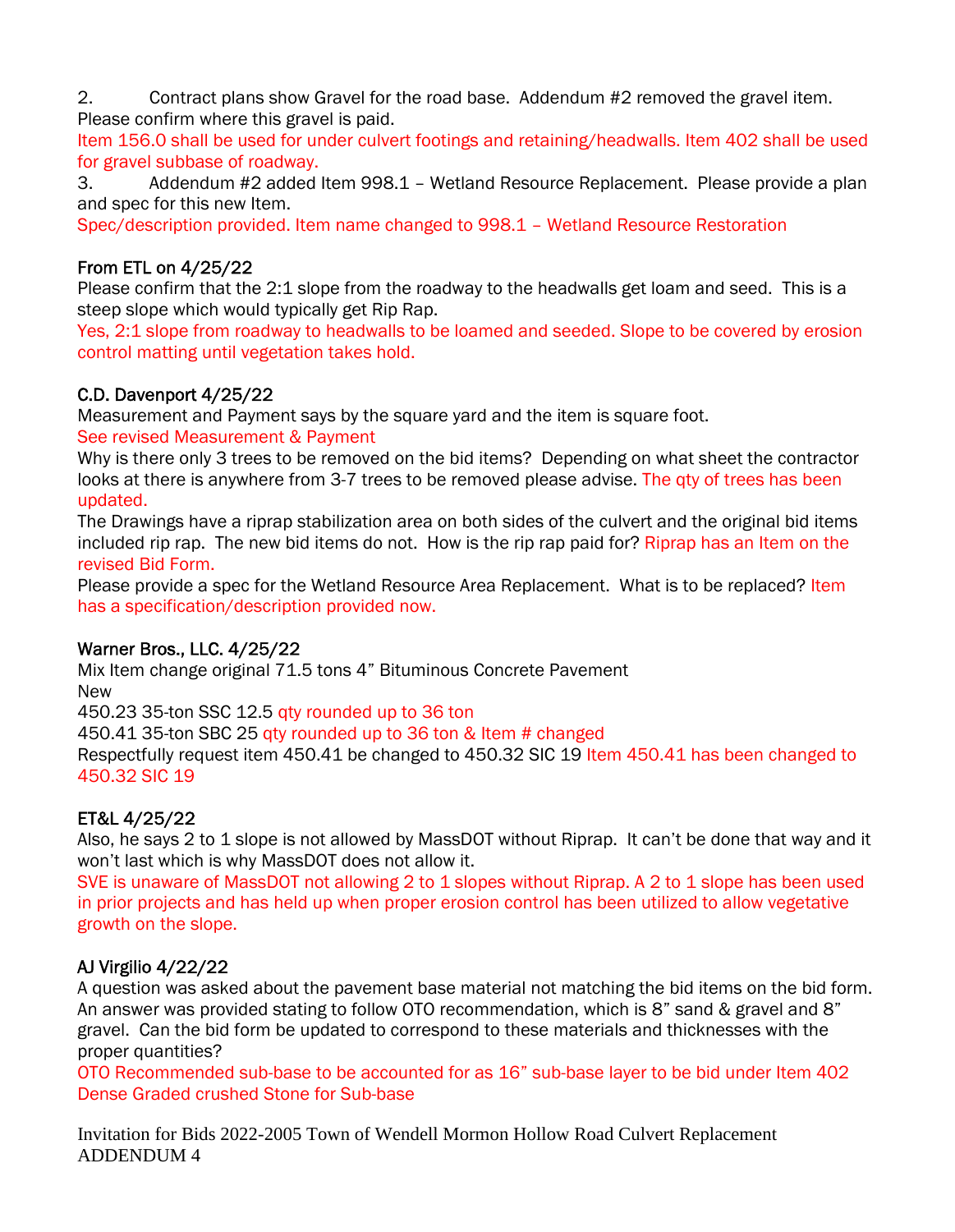2. Contract plans show Gravel for the road base. Addendum #2 removed the gravel item. Please confirm where this gravel is paid.

Item 156.0 shall be used for under culvert footings and retaining/headwalls. Item 402 shall be used for gravel subbase of roadway.

3. Addendum #2 added Item 998.1 – Wetland Resource Replacement. Please provide a plan and spec for this new Item.

Spec/description provided. Item name changed to 998.1 – Wetland Resource Restoration

From ETL on 4/25/22

Please confirm that the 2:1 slope from the roadway to the headwalls get loam and seed. This is a steep slope which would typically get Rip Rap.

Yes, 2:1 slope from roadway to headwalls to be loamed and seeded. Slope to be covered by erosion control matting until vegetation takes hold.

C.D. Davenport 4/25/22

Measurement and Payment says by the square yard and the item is square foot.

See revised Measurement & Payment

Why is there only 3 trees to be removed on the bid items? Depending on what sheet the contractor looks at there is anywhere from 3-7 trees to be removed please advise. The qty of trees has been updated.

The Drawings have a riprap stabilization area on both sides of the culvert and the original bid items included rip rap. The new bid items do not. How is the rip rap paid for? Riprap has an Item on the revised Bid Form.

Please provide a spec for the Wetland Resource Area Replacement. What is to be replaced? Item has a specification/description provided now.

Warner Bros., LLC. 4/25/22

Mix Item change original 71.5 tons 4" Bituminous Concrete Pavement

New

450.23 35-ton SSC 12.5 qty rounded up to 36 ton

450.41 35-ton SBC 25 qty rounded up to 36 ton & Item # changed

Respectfully request item 450.41 be changed to 450.32 SIC 19 Item 450.41 has been changed to 450.32 SIC 19

ET&L 4/25/22

Also, he says 2 to 1 slope is not allowed by MassDOT without Riprap. It can't be done that way and it won't last which is why MassDOT does not allow it.

SVE is unaware of MassDOT not allowing 2 to 1 slopes without Riprap. A 2 to 1 slope has been used in prior projects and has held up when proper erosion control has been utilized to allow vegetative growth on the slope.

AJ Virgilio 4/22/22

A question was asked about the pavement base material not matching the bid items on the bid form. An answer was provided stating to follow OTO recommendation, which is 8" sand & gravel and 8" gravel. Can the bid form be updated to correspond to these materials and thicknesses with the proper quantities?

OTO Recommended sub-base to be accounted for as 16" sub-base layer to be bid under Item 402 Dense Graded crushed Stone for Sub-base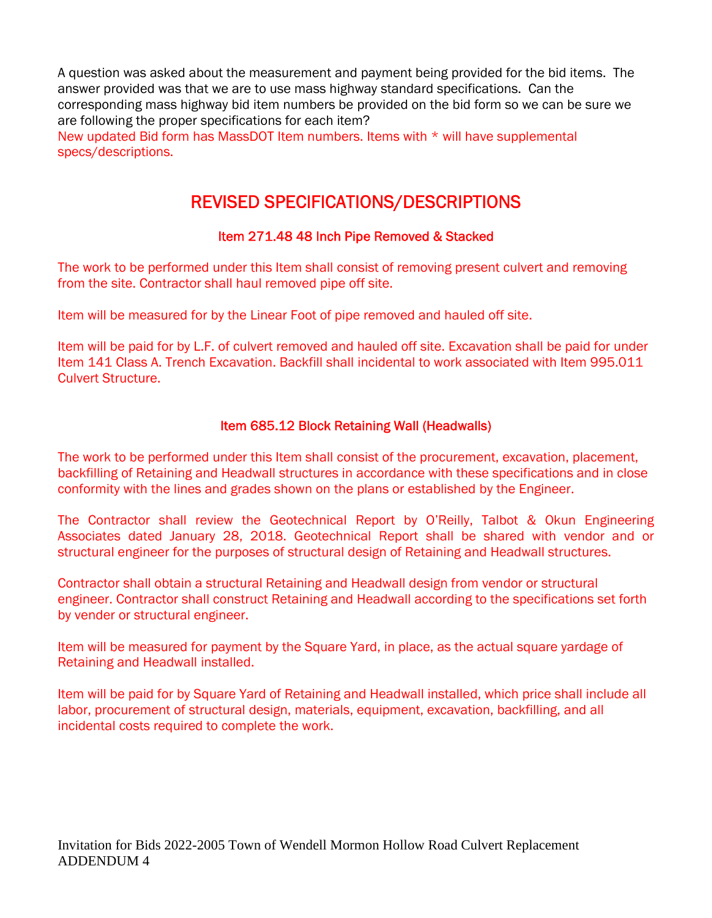A question was asked about the measurement and payment being provided for the bid items. The answer provided was that we are to use mass highway standard specifications. Can the corresponding mass highway bid item numbers be provided on the bid form so we can be sure we are following the proper specifications for each item?

New updated Bid form has MassDOT Item numbers. Items with * will have supplemental specs/descriptions.

## REVISED SPECIFICATIONS/DESCRIPTIONS

### Item 271.48 48 Inch Pipe Removed & Stacked

The work to be performed under this Item shall consist of removing present culvert and removing from the site. Contractor shall haul removed pipe off site.

Item will be measured for by the Linear Foot of pipe removed and hauled off site.

Item will be paid for by L.F. of culvert removed and hauled off site. Excavation shall be paid for under Item 141 Class A. Trench Excavation. Backfill shall incidental to work associated with Item 995.011 Culvert Structure.

### Item 685.12 Block Retaining Wall (Headwalls)

The work to be performed under this Item shall consist of the procurement, excavation, placement, backfilling of Retaining and Headwall structures in accordance with these specifications and in close conformity with the lines and grades shown on the plans or established by the Engineer.

The Contractor shall review the Geotechnical Report by O'Reilly, Talbot & Okun Engineering Associates dated January 28, 2018. Geotechnical Report shall be shared with vendor and or structural engineer for the purposes of structural design of Retaining and Headwall structures.

Contractor shall obtain a structural Retaining and Headwall design from vendor or structural engineer. Contractor shall construct Retaining and Headwall according to the specifications set forth by vender or structural engineer.

Item will be measured for payment by the Square Yard, in place, as the actual square yardage of Retaining and Headwall installed.

Item will be paid for by Square Yard of Retaining and Headwall installed, which price shall include all labor, procurement of structural design, materials, equipment, excavation, backfilling, and all incidental costs required to complete the work.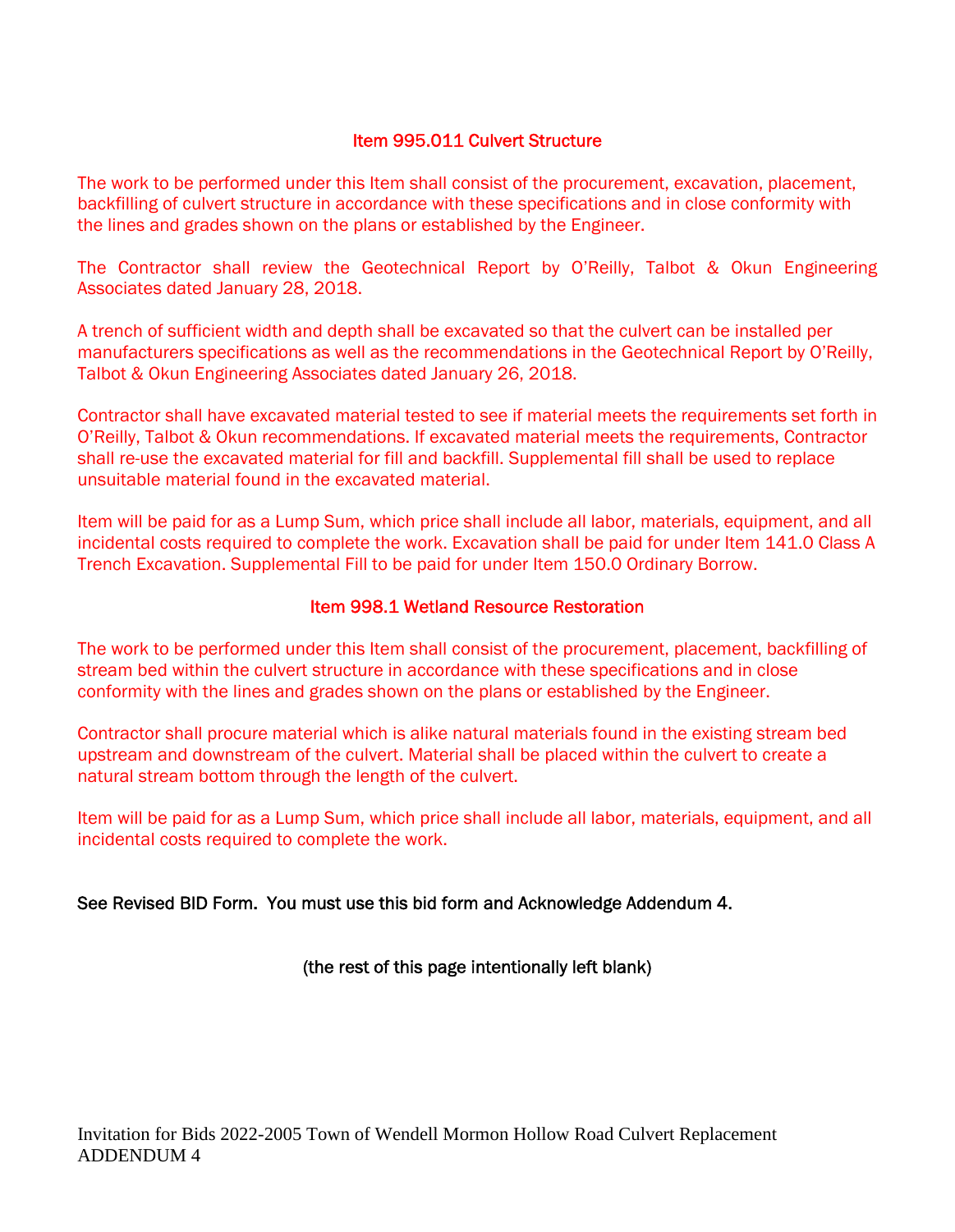## Item 995.011 Culvert Structure

The work to be performed under this Item shall consist of the procurement, excavation, placement, backfilling of culvert structure in accordance with these specifications and in close conformity with the lines and grades shown on the plans or established by the Engineer.

The Contractor shall review the Geotechnical Report by O'Reilly, Talbot & Okun Engineering Associates dated January 28, 2018.

A trench of sufficient width and depth shall be excavated so that the culvert can be installed per manufacturers specifications as well as the recommendations in the Geotechnical Report by O'Reilly, Talbot & Okun Engineering Associates dated January 26, 2018.

Contractor shall have excavated material tested to see if material meets the requirements set forth in O'Reilly, Talbot & Okun recommendations. If excavated material meets the requirements, Contractor shall re-use the excavated material for fill and backfill. Supplemental fill shall be used to replace unsuitable material found in the excavated material.

Item will be paid for as a Lump Sum, which price shall include all labor, materials, equipment, and all incidental costs required to complete the work. Excavation shall be paid for under Item 141.0 Class A Trench Excavation. Supplemental Fill to be paid for under Item 150.0 Ordinary Borrow.

## Item 998.1 Wetland Resource Restoration

The work to be performed under this Item shall consist of the procurement, placement, backfilling of stream bed within the culvert structure in accordance with these specifications and in close conformity with the lines and grades shown on the plans or established by the Engineer.

Contractor shall procure material which is alike natural materials found in the existing stream bed upstream and downstream of the culvert. Material shall be placed within the culvert to create a natural stream bottom through the length of the culvert.

Item will be paid for as a Lump Sum, which price shall include all labor, materials, equipment, and all incidental costs required to complete the work.

See Revised BID Form. You must use this bid form and Acknowledge Addendum 4.

(the rest of this page intentionally left blank)

Invitation for Bids 2022-2005 Town of Wendell Mormon Hollow Road Culvert Replacement
ADDENDUM 4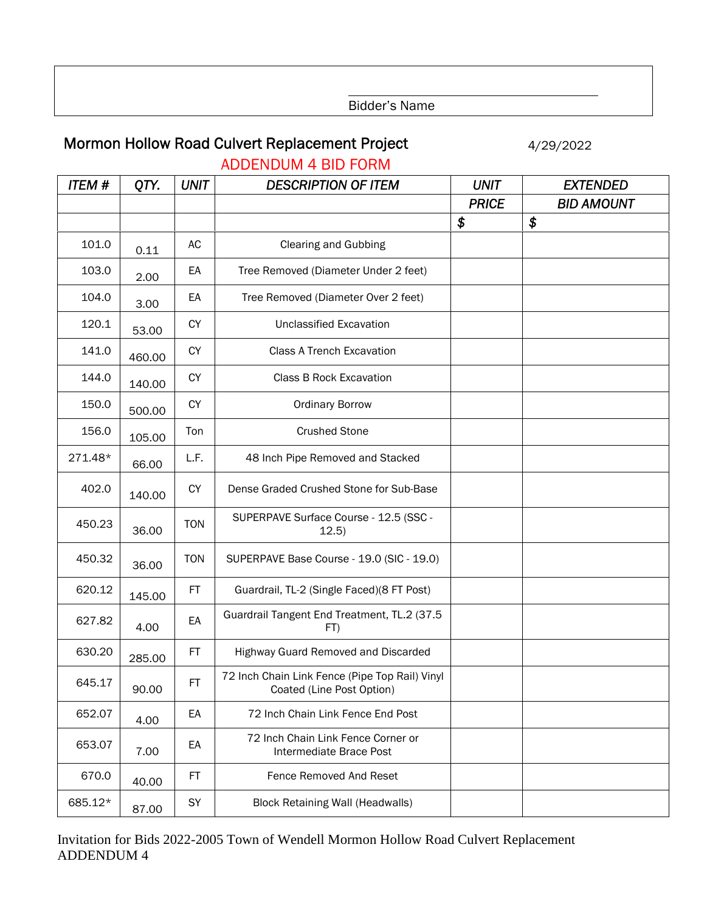Bidder's Name

## Mormon Hollow Road Culvert Replacement Project

4/29/2022

ADDENDUM 4 BID FORM

| *ITEM #* | *QTY.* | *UNIT* | *DESCRIPTION OF ITEM* | *UNIT PRICE* | *EXTENDED BID AMOUNT* |
|---|---|---|---|---|---|
| | | | | $ | $ |
| 101.0 | 0.11 | AC | Clearing and Gubbing | | |
| 103.0 | 2.00 | EA | Tree Removed (Diameter Under 2 feet) | | |
| 104.0 | 3.00 | EA | Tree Removed (Diameter Over 2 feet) | | |
| 120.1 | 53.00 | CY | Unclassified Excavation | | |
| 141.0 | 460.00 | CY | Class A Trench Excavation | | |
| 144.0 | 140.00 | CY | Class B Rock Excavation | | |
| 150.0 | 500.00 | CY | Ordinary Borrow | | |
| 156.0 | 105.00 | Ton | Crushed Stone | | |
| 271.48* | 66.00 | L.F. | 48 Inch Pipe Removed and Stacked | | |
| 402.0 | 140.00 | CY | Dense Graded Crushed Stone for Sub-Base | | |
| 450.23 | 36.00 | TON | SUPERPAVE Surface Course - 12.5 (SSC - 12.5) | | |
| 450.32 | 36.00 | TON | SUPERPAVE Base Course - 19.0 (SIC - 19.0) | | |
| 620.12 | 145.00 | FT | Guardrail, TL-2 (Single Faced)(8 FT Post) | | |
| 627.82 | 4.00 | EA | Guardrail Tangent End Treatment, TL.2 (37.5 FT) | | |
| 630.20 | 285.00 | FT | Highway Guard Removed and Discarded | | |
| 645.17 | 90.00 | FT | 72 Inch Chain Link Fence (Pipe Top Rail) Vinyl Coated (Line Post Option) | | |
| 652.07 | 4.00 | EA | 72 Inch Chain Link Fence End Post | | |
| 653.07 | 7.00 | EA | 72 Inch Chain Link Fence Corner or Intermediate Brace Post | | |
| 670.0 | 40.00 | FT | Fence Removed And Reset | | |
| 685.12* | 87.00 | SY | Block Retaining Wall (Headwalls) | | |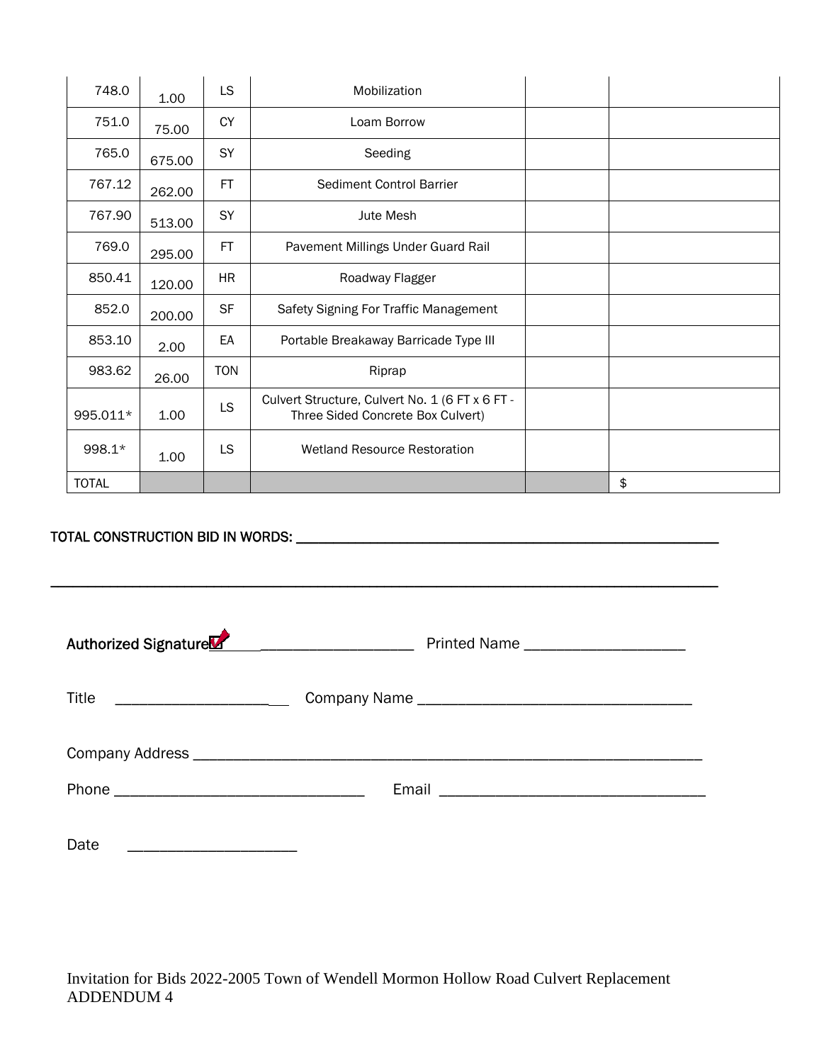| | | | | | |
|---|---|---|---|---|---|
| 748.0 | 1.00 | LS | Mobilization | | |
| 751.0 | 75.00 | CY | Loam Borrow | | |
| 765.0 | 675.00 | SY | Seeding | | |
| 767.12 | 262.00 | FT | Sediment Control Barrier | | |
| 767.90 | 513.00 | SY | Jute Mesh | | |
| 769.0 | 295.00 | FT | Pavement Millings Under Guard Rail | | |
| 850.41 | 120.00 | HR | Roadway Flagger | | |
| 852.0 | 200.00 | SF | Safety Signing For Traffic Management | | |
| 853.10 | 2.00 | EA | Portable Breakaway Barricade Type III | | |
| 983.62 | 26.00 | TON | Riprap | | |
| 995.011* | 1.00 | LS | Culvert Structure, Culvert No. 1 (6 FT x 6 FT - Three Sided Concrete Box Culvert) | | |
| 998.1* | 1.00 | LS | Wetland Resource Restoration | | |
| TOTAL | | | | | $ |

TOTAL CONSTRUCTION BID IN WORDS: ____________________________________________________________

__________________________________________________________________________________________

Authorized Signature__________________________ Printed Name ____________________

Title ______________________ Company Name __________________________________

Company Address _______________________________________________________________

Phone _______________________________ Email _________________________________

Date _____________________

Invitation for Bids 2022-2005 Town of Wendell Mormon Hollow Road Culvert Replacement
ADDENDUM 4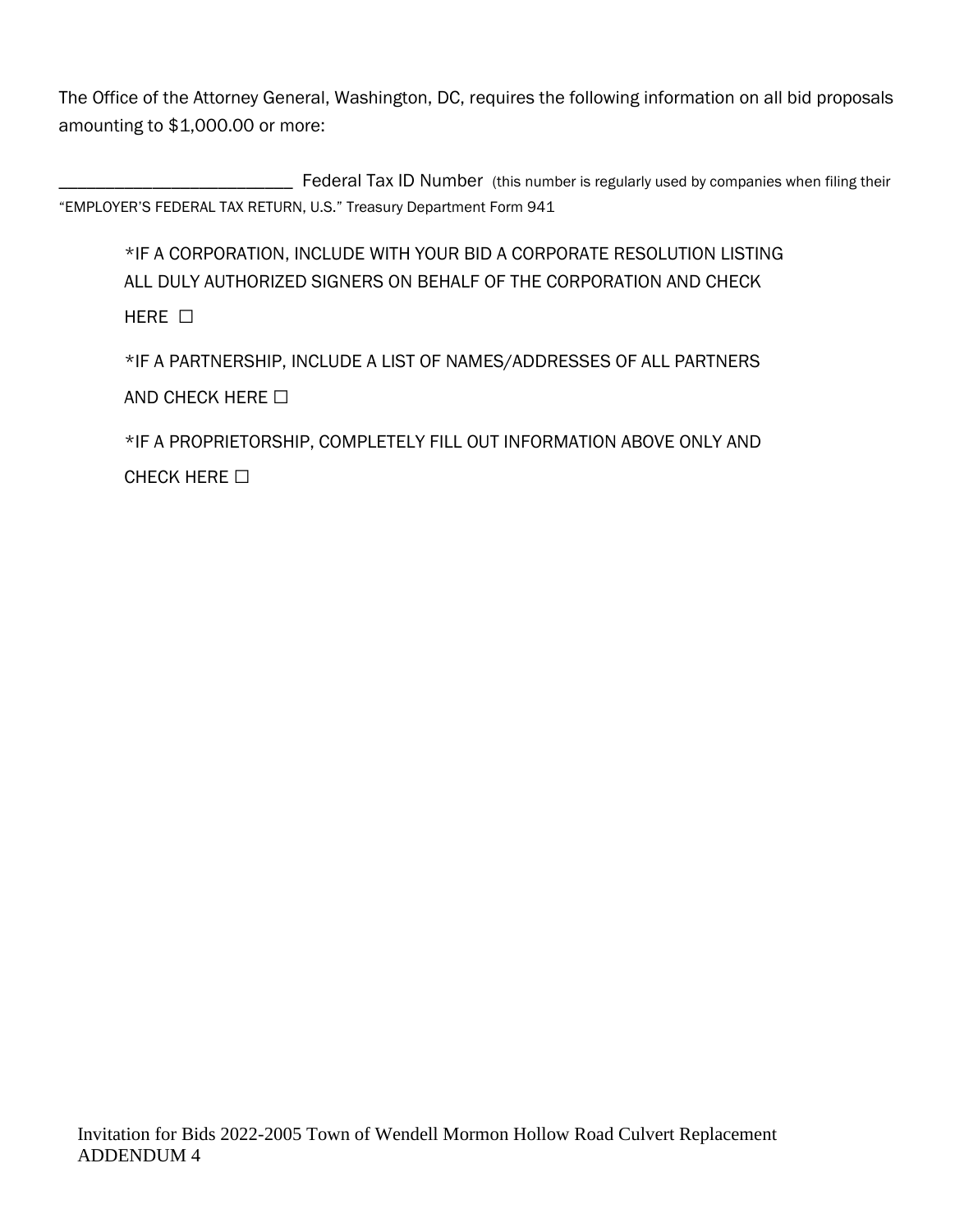The Office of the Attorney General, Washington, DC, requires the following information on all bid proposals amounting to $1,000.00 or more:

_________________________ Federal Tax ID Number (this number is regularly used by companies when filing their "EMPLOYER'S FEDERAL TAX RETURN, U.S." Treasury Department Form 941

*IF A CORPORATION, INCLUDE WITH YOUR BID A CORPORATE RESOLUTION LISTING ALL DULY AUTHORIZED SIGNERS ON BEHALF OF THE CORPORATION AND CHECK HERE ☐

*IF A PARTNERSHIP, INCLUDE A LIST OF NAMES/ADDRESSES OF ALL PARTNERS AND CHECK HERE ☐

*IF A PROPRIETORSHIP, COMPLETELY FILL OUT INFORMATION ABOVE ONLY AND CHECK HERE ☐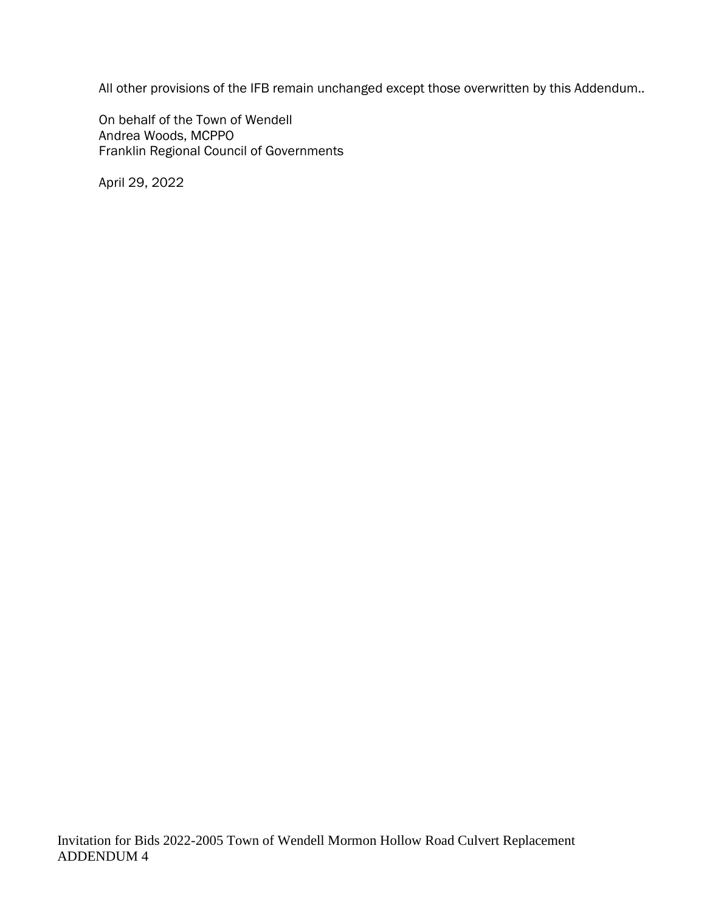All other provisions of the IFB remain unchanged except those overwritten by this Addendum..

On behalf of the Town of Wendell
Andrea Woods, MCPPO
Franklin Regional Council of Governments

April 29, 2022